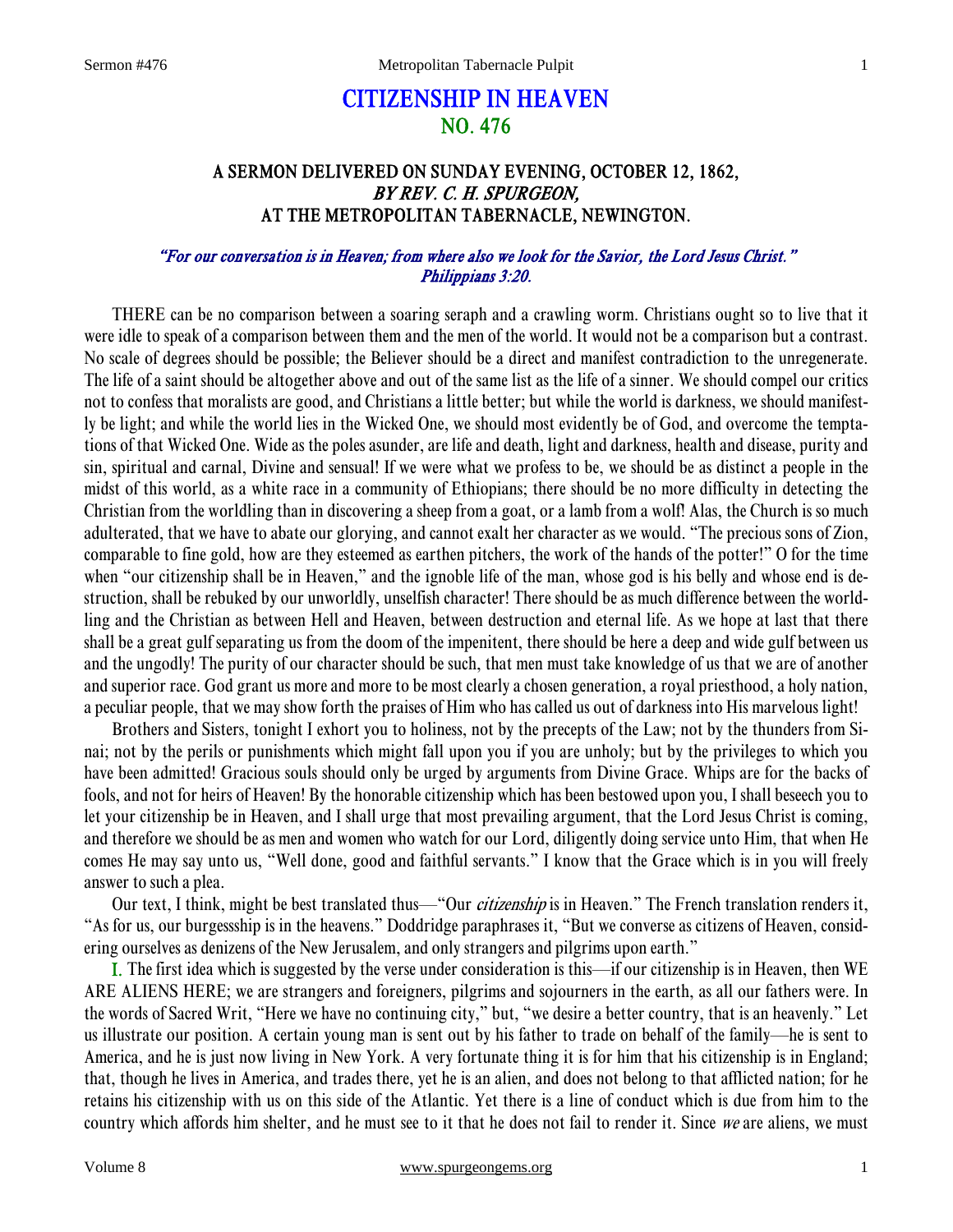# CITIZENSHIP IN HEAVEN
## NO. 476

### A SERMON DELIVERED ON SUNDAY EVENING, OCTOBER 12, 1862, *BY REV. C. H. SPURGEON,* AT THE METROPOLITAN TABERNACLE, NEWINGTON.

*"For our conversation is in Heaven; from where also we look for the Savior, the Lord Jesus Christ." Philippians 3:20.*

THERE can be no comparison between a soaring seraph and a crawling worm. Christians ought so to live that it were idle to speak of a comparison between them and the men of the world. It would not be a comparison but a contrast. No scale of degrees should be possible; the Believer should be a direct and manifest contradiction to the unregenerate. The life of a saint should be altogether above and out of the same list as the life of a sinner. We should compel our critics not to confess that moralists are good, and Christians a little better; but while the world is darkness, we should manifestly be light; and while the world lies in the Wicked One, we should most evidently be of God, and overcome the temptations of that Wicked One. Wide as the poles asunder, are life and death, light and darkness, health and disease, purity and sin, spiritual and carnal, Divine and sensual! If we were what we profess to be, we should be as distinct a people in the midst of this world, as a white race in a community of Ethiopians; there should be no more difficulty in detecting the Christian from the worldling than in discovering a sheep from a goat, or a lamb from a wolf! Alas, the Church is so much adulterated, that we have to abate our glorying, and cannot exalt her character as we would. "The precious sons of Zion, comparable to fine gold, how are they esteemed as earthen pitchers, the work of the hands of the potter!" O for the time when "our citizenship shall be in Heaven," and the ignoble life of the man, whose god is his belly and whose end is destruction, shall be rebuked by our unworldly, unselfish character! There should be as much difference between the worldling and the Christian as between Hell and Heaven, between destruction and eternal life. As we hope at last that there shall be a great gulf separating us from the doom of the impenitent, there should be here a deep and wide gulf between us and the ungodly! The purity of our character should be such, that men must take knowledge of us that we are of another and superior race. God grant us more and more to be most clearly a chosen generation, a royal priesthood, a holy nation, a peculiar people, that we may show forth the praises of Him who has called us out of darkness into His marvelous light!

Brothers and Sisters, tonight I exhort you to holiness, not by the precepts of the Law; not by the thunders from Sinai; not by the perils or punishments which might fall upon you if you are unholy; but by the privileges to which you have been admitted! Gracious souls should only be urged by arguments from Divine Grace. Whips are for the backs of fools, and not for heirs of Heaven! By the honorable citizenship which has been bestowed upon you, I shall beseech you to let your citizenship be in Heaven, and I shall urge that most prevailing argument, that the Lord Jesus Christ is coming, and therefore we should be as men and women who watch for our Lord, diligently doing service unto Him, that when He comes He may say unto us, "Well done, good and faithful servants." I know that the Grace which is in you will freely answer to such a plea.

Our text, I think, might be best translated thus—"Our *citizenship* is in Heaven." The French translation renders it, "As for us, our burgessship is in the heavens." Doddridge paraphrases it, "But we converse as citizens of Heaven, considering ourselves as denizens of the New Jerusalem, and only strangers and pilgrims upon earth."

I. The first idea which is suggested by the verse under consideration is this—if our citizenship is in Heaven, then WE ARE ALIENS HERE; we are strangers and foreigners, pilgrims and sojourners in the earth, as all our fathers were. In the words of Sacred Writ, "Here we have no continuing city," but, "we desire a better country, that is an heavenly." Let us illustrate our position. A certain young man is sent out by his father to trade on behalf of the family—he is sent to America, and he is just now living in New York. A very fortunate thing it is for him that his citizenship is in England; that, though he lives in America, and trades there, yet he is an alien, and does not belong to that afflicted nation; for he retains his citizenship with us on this side of the Atlantic. Yet there is a line of conduct which is due from him to the country which affords him shelter, and he must see to it that he does not fail to render it. Since *we* are aliens, we must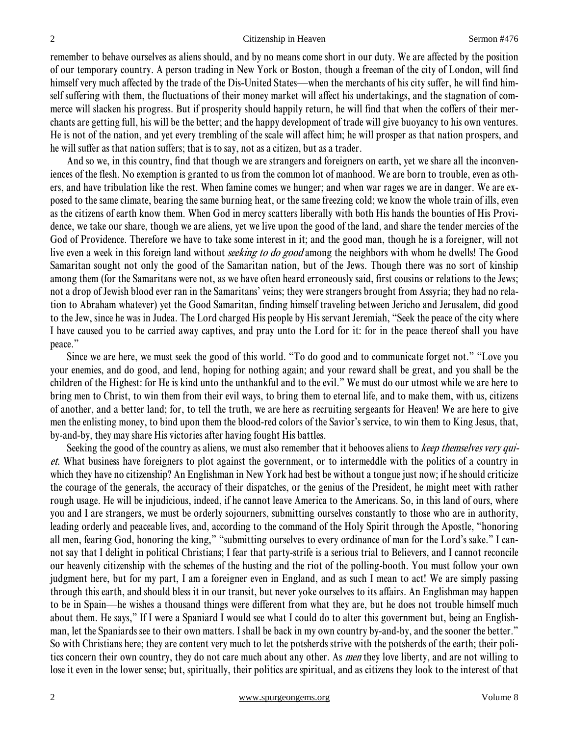remember to behave ourselves as aliens should, and by no means come short in our duty. We are affected by the position of our temporary country. A person trading in New York or Boston, though a freeman of the city of London, will find himself very much affected by the trade of the Dis-United States—when the merchants of his city suffer, he will find himself suffering with them, the fluctuations of their money market will affect his undertakings, and the stagnation of commerce will slacken his progress. But if prosperity should happily return, he will find that when the coffers of their merchants are getting full, his will be the better; and the happy development of trade will give buoyancy to his own ventures. He is not of the nation, and yet every trembling of the scale will affect him; he will prosper as that nation prospers, and he will suffer as that nation suffers; that is to say, not as a citizen, but as a trader.

And so we, in this country, find that though we are strangers and foreigners on earth, yet we share all the inconveniences of the flesh. No exemption is granted to us from the common lot of manhood. We are born to trouble, even as others, and have tribulation like the rest. When famine comes we hunger; and when war rages we are in danger. We are exposed to the same climate, bearing the same burning heat, or the same freezing cold; we know the whole train of ills, even as the citizens of earth know them. When God in mercy scatters liberally with both His hands the bounties of His Providence, we take our share, though we are aliens, yet we live upon the good of the land, and share the tender mercies of the God of Providence. Therefore we have to take some interest in it; and the good man, though he is a foreigner, will not live even a week in this foreign land without *seeking to do good* among the neighbors with whom he dwells! The Good Samaritan sought not only the good of the Samaritan nation, but of the Jews. Though there was no sort of kinship among them (for the Samaritans were not, as we have often heard erroneously said, first cousins or relations to the Jews; not a drop of Jewish blood ever ran in the Samaritans' veins; they were strangers brought from Assyria; they had no relation to Abraham whatever) yet the Good Samaritan, finding himself traveling between Jericho and Jerusalem, did good to the Jew, since he was in Judea. The Lord charged His people by His servant Jeremiah, "Seek the peace of the city where I have caused you to be carried away captives, and pray unto the Lord for it: for in the peace thereof shall you have peace."

Since we are here, we must seek the good of this world. "To do good and to communicate forget not." "Love you your enemies, and do good, and lend, hoping for nothing again; and your reward shall be great, and you shall be the children of the Highest: for He is kind unto the unthankful and to the evil." We must do our utmost while we are here to bring men to Christ, to win them from their evil ways, to bring them to eternal life, and to make them, with us, citizens of another, and a better land; for, to tell the truth, we are here as recruiting sergeants for Heaven! We are here to give men the enlisting money, to bind upon them the blood-red colors of the Savior's service, to win them to King Jesus, that, by-and-by, they may share His victories after having fought His battles.

Seeking the good of the country as aliens, we must also remember that it behooves aliens to *keep themselves very quiet*. What business have foreigners to plot against the government, or to intermeddle with the politics of a country in which they have no citizenship? An Englishman in New York had best be without a tongue just now; if he should criticize the courage of the generals, the accuracy of their dispatches, or the genius of the President, he might meet with rather rough usage. He will be injudicious, indeed, if he cannot leave America to the Americans. So, in this land of ours, where you and I are strangers, we must be orderly sojourners, submitting ourselves constantly to those who are in authority, leading orderly and peaceable lives, and, according to the command of the Holy Spirit through the Apostle, "honoring all men, fearing God, honoring the king," "submitting ourselves to every ordinance of man for the Lord's sake." I cannot say that I delight in political Christians; I fear that party-strife is a serious trial to Believers, and I cannot reconcile our heavenly citizenship with the schemes of the husting and the riot of the polling-booth. You must follow your own judgment here, but for my part, I am a foreigner even in England, and as such I mean to act! We are simply passing through this earth, and should bless it in our transit, but never yoke ourselves to its affairs. An Englishman may happen to be in Spain—he wishes a thousand things were different from what they are, but he does not trouble himself much about them. He says," If I were a Spaniard I would see what I could do to alter this government but, being an Englishman, let the Spaniards see to their own matters. I shall be back in my own country by-and-by, and the sooner the better." So with Christians here; they are content very much to let the potsherds strive with the potsherds of the earth; their politics concern their own country, they do not care much about any other. As *men* they love liberty, and are not willing to lose it even in the lower sense; but, spiritually, their politics are spiritual, and as citizens they look to the interest of that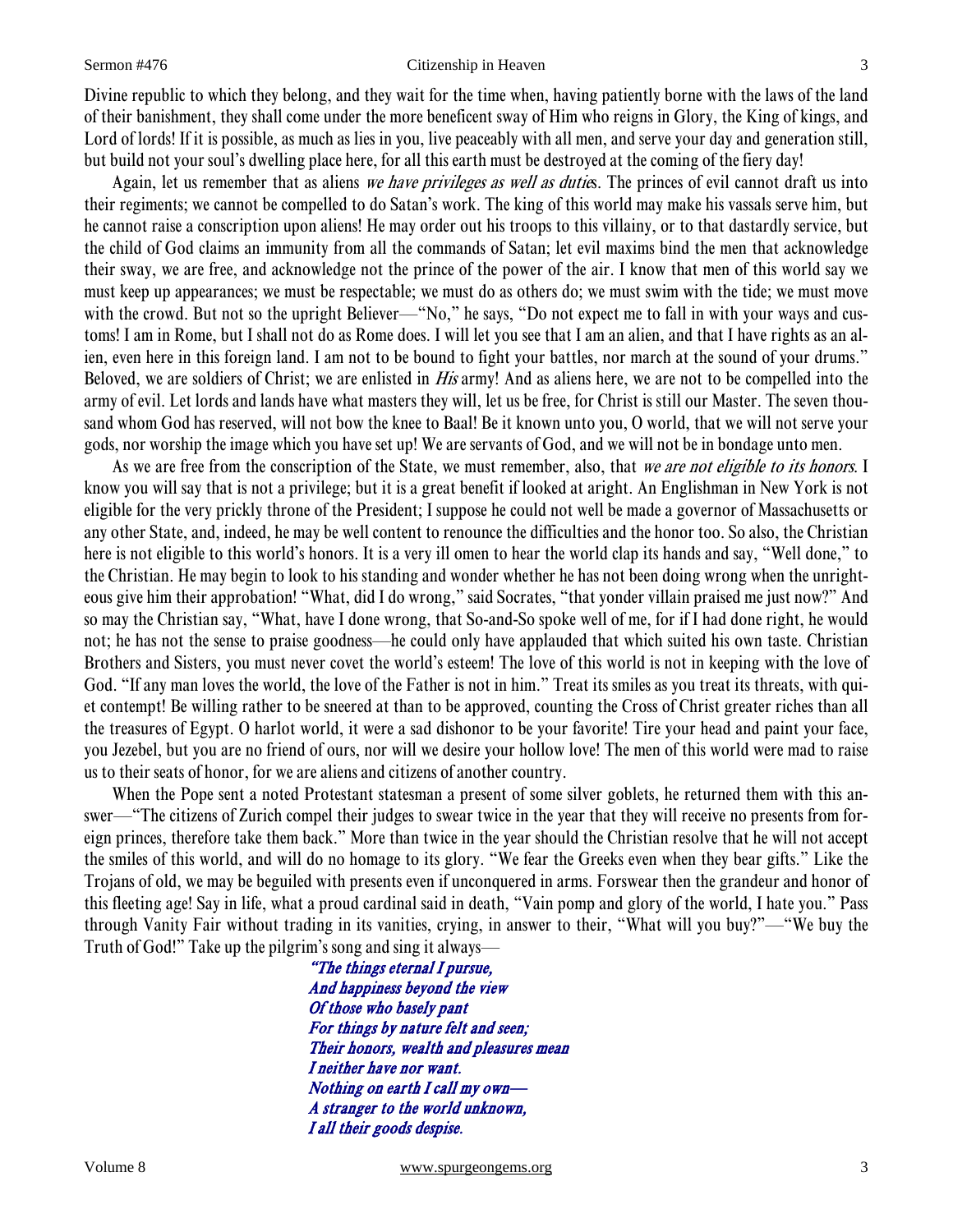Divine republic to which they belong, and they wait for the time when, having patiently borne with the laws of the land of their banishment, they shall come under the more beneficent sway of Him who reigns in Glory, the King of kings, and Lord of lords! If it is possible, as much as lies in you, live peaceably with all men, and serve your day and generation still, but build not your soul's dwelling place here, for all this earth must be destroyed at the coming of the fiery day!

Again, let us remember that as aliens *we have privileges as well as duties*. The princes of evil cannot draft us into their regiments; we cannot be compelled to do Satan's work. The king of this world may make his vassals serve him, but he cannot raise a conscription upon aliens! He may order out his troops to this villainy, or to that dastardly service, but the child of God claims an immunity from all the commands of Satan; let evil maxims bind the men that acknowledge their sway, we are free, and acknowledge not the prince of the power of the air. I know that men of this world say we must keep up appearances; we must be respectable; we must do as others do; we must swim with the tide; we must move with the crowd. But not so the upright Believer—"No," he says, "Do not expect me to fall in with your ways and customs! I am in Rome, but I shall not do as Rome does. I will let you see that I am an alien, and that I have rights as an alien, even here in this foreign land. I am not to be bound to fight your battles, nor march at the sound of your drums." Beloved, we are soldiers of Christ; we are enlisted in *His* army! And as aliens here, we are not to be compelled into the army of evil. Let lords and lands have what masters they will, let us be free, for Christ is still our Master. The seven thousand whom God has reserved, will not bow the knee to Baal! Be it known unto you, O world, that we will not serve your gods, nor worship the image which you have set up! We are servants of God, and we will not be in bondage unto men.

As we are free from the conscription of the State, we must remember, also, that *we are not eligible to its honors*. I know you will say that is not a privilege; but it is a great benefit if looked at aright. An Englishman in New York is not eligible for the very prickly throne of the President; I suppose he could not well be made a governor of Massachusetts or any other State, and, indeed, he may be well content to renounce the difficulties and the honor too. So also, the Christian here is not eligible to this world's honors. It is a very ill omen to hear the world clap its hands and say, "Well done," to the Christian. He may begin to look to his standing and wonder whether he has not been doing wrong when the unrighteous give him their approbation! "What, did I do wrong," said Socrates, "that yonder villain praised me just now?" And so may the Christian say, "What, have I done wrong, that So-and-So spoke well of me, for if I had done right, he would not; he has not the sense to praise goodness—he could only have applauded that which suited his own taste. Christian Brothers and Sisters, you must never covet the world's esteem! The love of this world is not in keeping with the love of God. "If any man loves the world, the love of the Father is not in him." Treat its smiles as you treat its threats, with quiet contempt! Be willing rather to be sneered at than to be approved, counting the Cross of Christ greater riches than all the treasures of Egypt. O harlot world, it were a sad dishonor to be your favorite! Tire your head and paint your face, you Jezebel, but you are no friend of ours, nor will we desire your hollow love! The men of this world were mad to raise us to their seats of honor, for we are aliens and citizens of another country.

When the Pope sent a noted Protestant statesman a present of some silver goblets, he returned them with this answer—"The citizens of Zurich compel their judges to swear twice in the year that they will receive no presents from foreign princes, therefore take them back." More than twice in the year should the Christian resolve that he will not accept the smiles of this world, and will do no homage to its glory. "We fear the Greeks even when they bear gifts." Like the Trojans of old, we may be beguiled with presents even if unconquered in arms. Forswear then the grandeur and honor of this fleeting age! Say in life, what a proud cardinal said in death, "Vain pomp and glory of the world, I hate you." Pass through Vanity Fair without trading in its vanities, crying, in answer to their, "What will you buy?"—"We buy the Truth of God!" Take up the pilgrim's song and sing it always—

*"The things eternal I pursue,*
*And happiness beyond the view*
*Of those who basely pant*
*For things by nature felt and seen;*
*Their honors, wealth and pleasures mean*
*I neither have nor want.*
*Nothing on earth I call my own—*
*A stranger to the world unknown,*
*I all their goods despise.*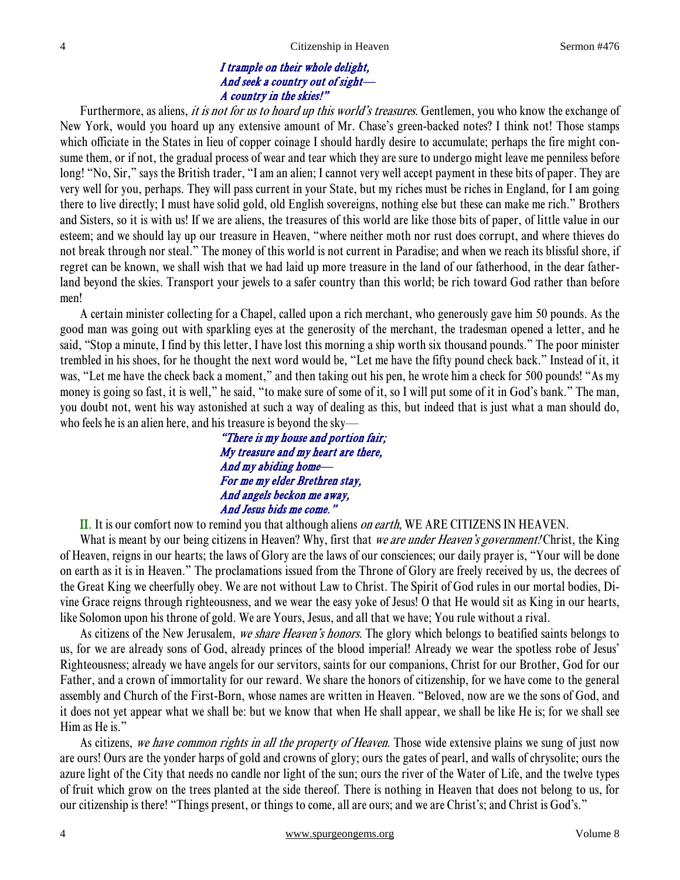*I trample on their whole delight,*
*And seek a country out of sight—*
*A country in the skies!"*

Furthermore, as aliens, *it is not for us to hoard up this world's treasures*. Gentlemen, you who know the exchange of New York, would you hoard up any extensive amount of Mr. Chase's green-backed notes? I think not! Those stamps which officiate in the States in lieu of copper coinage I should hardly desire to accumulate; perhaps the fire might consume them, or if not, the gradual process of wear and tear which they are sure to undergo might leave me penniless before long! "No, Sir," says the British trader, "I am an alien; I cannot very well accept payment in these bits of paper. They are very well for you, perhaps. They will pass current in your State, but my riches must be riches in England, for I am going there to live directly; I must have solid gold, old English sovereigns, nothing else but these can make me rich." Brothers and Sisters, so it is with us! If we are aliens, the treasures of this world are like those bits of paper, of little value in our esteem; and we should lay up our treasure in Heaven, "where neither moth nor rust does corrupt, and where thieves do not break through nor steal." The money of this world is not current in Paradise; and when we reach its blissful shore, if regret can be known, we shall wish that we had laid up more treasure in the land of our fatherhood, in the dear fatherland beyond the skies. Transport your jewels to a safer country than this world; be rich toward God rather than before men!

A certain minister collecting for a Chapel, called upon a rich merchant, who generously gave him 50 pounds. As the good man was going out with sparkling eyes at the generosity of the merchant, the tradesman opened a letter, and he said, "Stop a minute, I find by this letter, I have lost this morning a ship worth six thousand pounds." The poor minister trembled in his shoes, for he thought the next word would be, "Let me have the fifty pound check back." Instead of it, it was, "Let me have the check back a moment," and then taking out his pen, he wrote him a check for 500 pounds! "As my money is going so fast, it is well," he said, "to make sure of some of it, so I will put some of it in God's bank." The man, you doubt not, went his way astonished at such a way of dealing as this, but indeed that is just what a man should do, who feels he is an alien here, and his treasure is beyond the sky—

*"There is my house and portion fair;*
*My treasure and my heart are there,*
*And my abiding home—*
*For me my elder Brethren stay,*
*And angels beckon me away,*
*And Jesus bids me come."*

**II.** It is our comfort now to remind you that although aliens *on earth*, WE ARE CITIZENS IN HEAVEN.

What is meant by our being citizens in Heaven? Why, first that *we are under Heaven's government!* Christ, the King of Heaven, reigns in our hearts; the laws of Glory are the laws of our consciences; our daily prayer is, "Your will be done on earth as it is in Heaven." The proclamations issued from the Throne of Glory are freely received by us, the decrees of the Great King we cheerfully obey. We are not without Law to Christ. The Spirit of God rules in our mortal bodies, Divine Grace reigns through righteousness, and we wear the easy yoke of Jesus! O that He would sit as King in our hearts, like Solomon upon his throne of gold. We are Yours, Jesus, and all that we have; You rule without a rival.

As citizens of the New Jerusalem, *we share Heaven's honors*. The glory which belongs to beatified saints belongs to us, for we are already sons of God, already princes of the blood imperial! Already we wear the spotless robe of Jesus' Righteousness; already we have angels for our servitors, saints for our companions, Christ for our Brother, God for our Father, and a crown of immortality for our reward. We share the honors of citizenship, for we have come to the general assembly and Church of the First-Born, whose names are written in Heaven. "Beloved, now are we the sons of God, and it does not yet appear what we shall be: but we know that when He shall appear, we shall be like He is; for we shall see Him as He is."

As citizens, *we have common rights in all the property of Heaven*. Those wide extensive plains we sung of just now are ours! Ours are the yonder harps of gold and crowns of glory; ours the gates of pearl, and walls of chrysolite; ours the azure light of the City that needs no candle nor light of the sun; ours the river of the Water of Life, and the twelve types of fruit which grow on the trees planted at the side thereof. There is nothing in Heaven that does not belong to us, for our citizenship is there! "Things present, or things to come, all are ours; and we are Christ's; and Christ is God's."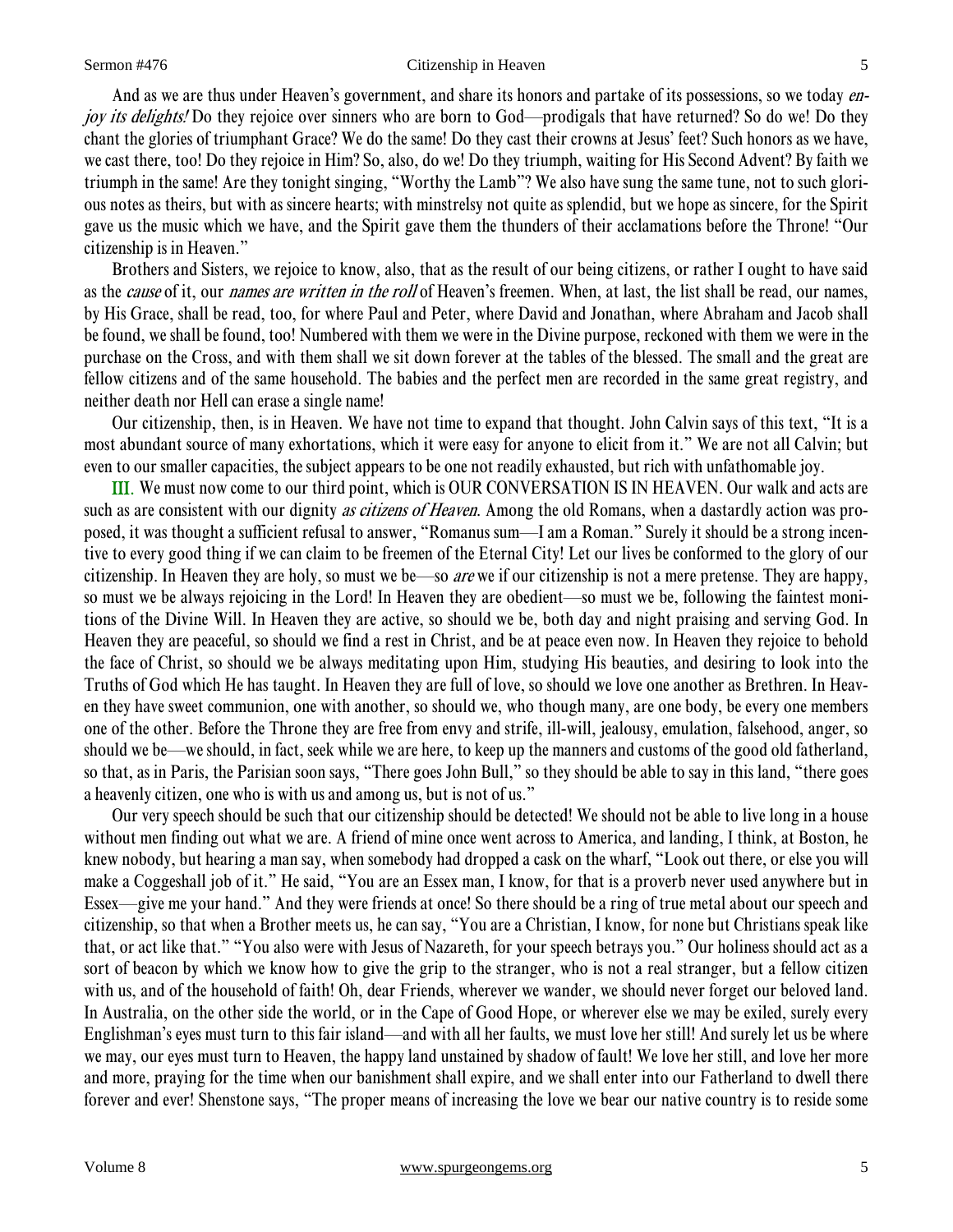And as we are thus under Heaven's government, and share its honors and partake of its possessions, so we today *enjoy its delights!* Do they rejoice over sinners who are born to God—prodigals that have returned? So do we! Do they chant the glories of triumphant Grace? We do the same! Do they cast their crowns at Jesus' feet? Such honors as we have, we cast there, too! Do they rejoice in Him? So, also, do we! Do they triumph, waiting for His Second Advent? By faith we triumph in the same! Are they tonight singing, "Worthy the Lamb"? We also have sung the same tune, not to such glorious notes as theirs, but with as sincere hearts; with minstrelsy not quite as splendid, but we hope as sincere, for the Spirit gave us the music which we have, and the Spirit gave them the thunders of their acclamations before the Throne! "Our citizenship is in Heaven."

Brothers and Sisters, we rejoice to know, also, that as the result of our being citizens, or rather I ought to have said as the *cause* of it, our *names are written in the roll* of Heaven's freemen. When, at last, the list shall be read, our names, by His Grace, shall be read, too, for where Paul and Peter, where David and Jonathan, where Abraham and Jacob shall be found, we shall be found, too! Numbered with them we were in the Divine purpose, reckoned with them we were in the purchase on the Cross, and with them shall we sit down forever at the tables of the blessed. The small and the great are fellow citizens and of the same household. The babies and the perfect men are recorded in the same great registry, and neither death nor Hell can erase a single name!

Our citizenship, then, is in Heaven. We have not time to expand that thought. John Calvin says of this text, "It is a most abundant source of many exhortations, which it were easy for anyone to elicit from it." We are not all Calvin; but even to our smaller capacities, the subject appears to be one not readily exhausted, but rich with unfathomable joy.

III. We must now come to our third point, which is OUR CONVERSATION IS IN HEAVEN. Our walk and acts are such as are consistent with our dignity *as citizens of Heaven*. Among the old Romans, when a dastardly action was proposed, it was thought a sufficient refusal to answer, "Romanus sum—I am a Roman." Surely it should be a strong incentive to every good thing if we can claim to be freemen of the Eternal City! Let our lives be conformed to the glory of our citizenship. In Heaven they are holy, so must we be—so *are* we if our citizenship is not a mere pretense. They are happy, so must we be always rejoicing in the Lord! In Heaven they are obedient—so must we be, following the faintest monitions of the Divine Will. In Heaven they are active, so should we be, both day and night praising and serving God. In Heaven they are peaceful, so should we find a rest in Christ, and be at peace even now. In Heaven they rejoice to behold the face of Christ, so should we be always meditating upon Him, studying His beauties, and desiring to look into the Truths of God which He has taught. In Heaven they are full of love, so should we love one another as Brethren. In Heaven they have sweet communion, one with another, so should we, who though many, are one body, be every one members one of the other. Before the Throne they are free from envy and strife, ill-will, jealousy, emulation, falsehood, anger, so should we be—we should, in fact, seek while we are here, to keep up the manners and customs of the good old fatherland, so that, as in Paris, the Parisian soon says, "There goes John Bull," so they should be able to say in this land, "there goes a heavenly citizen, one who is with us and among us, but is not of us."

Our very speech should be such that our citizenship should be detected! We should not be able to live long in a house without men finding out what we are. A friend of mine once went across to America, and landing, I think, at Boston, he knew nobody, but hearing a man say, when somebody had dropped a cask on the wharf, "Look out there, or else you will make a Coggeshall job of it." He said, "You are an Essex man, I know, for that is a proverb never used anywhere but in Essex—give me your hand." And they were friends at once! So there should be a ring of true metal about our speech and citizenship, so that when a Brother meets us, he can say, "You are a Christian, I know, for none but Christians speak like that, or act like that." "You also were with Jesus of Nazareth, for your speech betrays you." Our holiness should act as a sort of beacon by which we know how to give the grip to the stranger, who is not a real stranger, but a fellow citizen with us, and of the household of faith! Oh, dear Friends, wherever we wander, we should never forget our beloved land. In Australia, on the other side the world, or in the Cape of Good Hope, or wherever else we may be exiled, surely every Englishman's eyes must turn to this fair island—and with all her faults, we must love her still! And surely let us be where we may, our eyes must turn to Heaven, the happy land unstained by shadow of fault! We love her still, and love her more and more, praying for the time when our banishment shall expire, and we shall enter into our Fatherland to dwell there forever and ever! Shenstone says, "The proper means of increasing the love we bear our native country is to reside some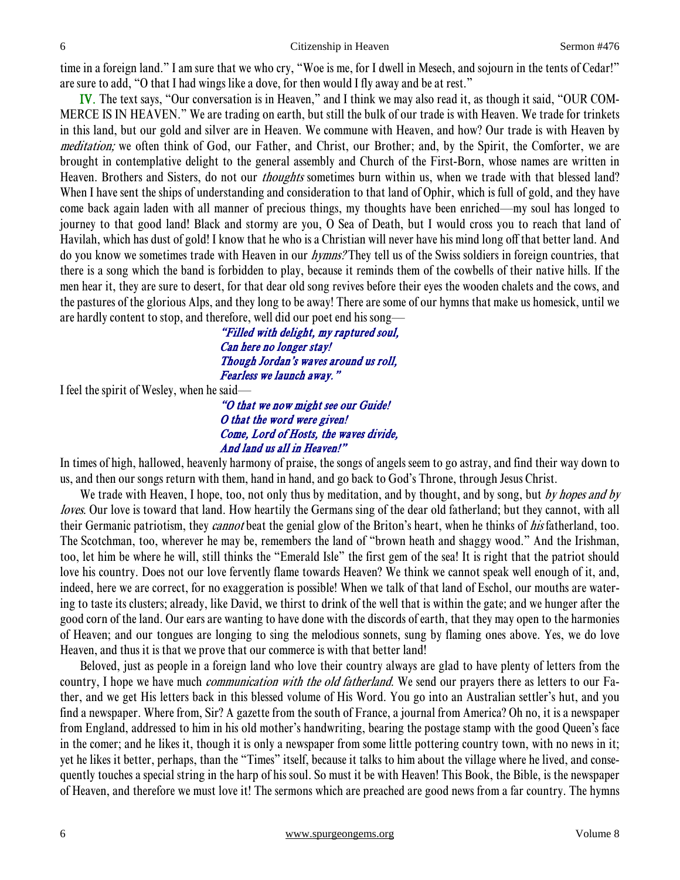time in a foreign land." I am sure that we who cry, "Woe is me, for I dwell in Mesech, and sojourn in the tents of Cedar!" are sure to add, "O that I had wings like a dove, for then would I fly away and be at rest."

**IV.** The text says, "Our conversation is in Heaven," and I think we may also read it, as though it said, "OUR COMMERCE IS IN HEAVEN." We are trading on earth, but still the bulk of our trade is with Heaven. We trade for trinkets in this land, but our gold and silver are in Heaven. We commune with Heaven, and how? Our trade is with Heaven by *meditation;* we often think of God, our Father, and Christ, our Brother; and, by the Spirit, the Comforter, we are brought in contemplative delight to the general assembly and Church of the First-Born, whose names are written in Heaven. Brothers and Sisters, do not our *thoughts* sometimes burn within us, when we trade with that blessed land? When I have sent the ships of understanding and consideration to that land of Ophir, which is full of gold, and they have come back again laden with all manner of precious things, my thoughts have been enriched—my soul has longed to journey to that good land! Black and stormy are you, O Sea of Death, but I would cross you to reach that land of Havilah, which has dust of gold! I know that he who is a Christian will never have his mind long off that better land. And do you know we sometimes trade with Heaven in our *hymns?* They tell us of the Swiss soldiers in foreign countries, that there is a song which the band is forbidden to play, because it reminds them of the cowbells of their native hills. If the men hear it, they are sure to desert, for that dear old song revives before their eyes the wooden chalets and the cows, and the pastures of the glorious Alps, and they long to be away! There are some of our hymns that make us homesick, until we are hardly content to stop, and therefore, well did our poet end his song—

> *"Filled with delight, my raptured soul,*
> *Can here no longer stay!*
> *Though Jordan's waves around us roll,*
> *Fearless we launch away."*

I feel the spirit of Wesley, when he said—

> *"O that we now might see our Guide!*
> *O that the word were given!*
> *Come, Lord of Hosts, the waves divide,*
> *And land us all in Heaven!"*

In times of high, hallowed, heavenly harmony of praise, the songs of angels seem to go astray, and find their way down to us, and then our songs return with them, hand in hand, and go back to God's Throne, through Jesus Christ.

We trade with Heaven, I hope, too, not only thus by meditation, and by thought, and by song, but *by hopes and by loves*. Our love is toward that land. How heartily the Germans sing of the dear old fatherland; but they cannot, with all their Germanic patriotism, they *cannot* beat the genial glow of the Briton's heart, when he thinks of *his* fatherland, too. The Scotchman, too, wherever he may be, remembers the land of "brown heath and shaggy wood." And the Irishman, too, let him be where he will, still thinks the "Emerald Isle" the first gem of the sea! It is right that the patriot should love his country. Does not our love fervently flame towards Heaven? We think we cannot speak well enough of it, and, indeed, here we are correct, for no exaggeration is possible! When we talk of that land of Eschol, our mouths are watering to taste its clusters; already, like David, we thirst to drink of the well that is within the gate; and we hunger after the good corn of the land. Our ears are wanting to have done with the discords of earth, that they may open to the harmonies of Heaven; and our tongues are longing to sing the melodious sonnets, sung by flaming ones above. Yes, we do love Heaven, and thus it is that we prove that our commerce is with that better land!

Beloved, just as people in a foreign land who love their country always are glad to have plenty of letters from the country, I hope we have much *communication with the old fatherland*. We send our prayers there as letters to our Father, and we get His letters back in this blessed volume of His Word. You go into an Australian settler's hut, and you find a newspaper. Where from, Sir? A gazette from the south of France, a journal from America? Oh no, it is a newspaper from England, addressed to him in his old mother's handwriting, bearing the postage stamp with the good Queen's face in the comer; and he likes it, though it is only a newspaper from some little pottering country town, with no news in it; yet he likes it better, perhaps, than the "Times" itself, because it talks to him about the village where he lived, and consequently touches a special string in the harp of his soul. So must it be with Heaven! This Book, the Bible, is the newspaper of Heaven, and therefore we must love it! The sermons which are preached are good news from a far country. The hymns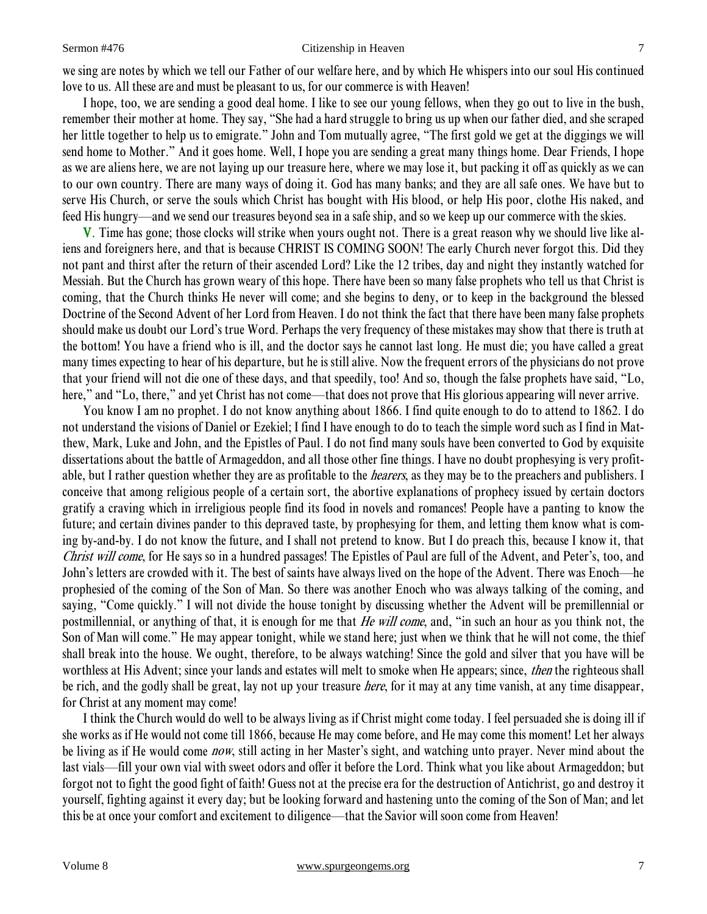we sing are notes by which we tell our Father of our welfare here, and by which He whispers into our soul His continued love to us. All these are and must be pleasant to us, for our commerce is with Heaven!

I hope, too, we are sending a good deal home. I like to see our young fellows, when they go out to live in the bush, remember their mother at home. They say, "She had a hard struggle to bring us up when our father died, and she scraped her little together to help us to emigrate." John and Tom mutually agree, "The first gold we get at the diggings we will send home to Mother." And it goes home. Well, I hope you are sending a great many things home. Dear Friends, I hope as we are aliens here, we are not laying up our treasure here, where we may lose it, but packing it off as quickly as we can to our own country. There are many ways of doing it. God has many banks; and they are all safe ones. We have but to serve His Church, or serve the souls which Christ has bought with His blood, or help His poor, clothe His naked, and feed His hungry—and we send our treasures beyond sea in a safe ship, and so we keep up our commerce with the skies.

**V**. Time has gone; those clocks will strike when yours ought not. There is a great reason why we should live like aliens and foreigners here, and that is because CHRIST IS COMING SOON! The early Church never forgot this. Did they not pant and thirst after the return of their ascended Lord? Like the 12 tribes, day and night they instantly watched for Messiah. But the Church has grown weary of this hope. There have been so many false prophets who tell us that Christ is coming, that the Church thinks He never will come; and she begins to deny, or to keep in the background the blessed Doctrine of the Second Advent of her Lord from Heaven. I do not think the fact that there have been many false prophets should make us doubt our Lord's true Word. Perhaps the very frequency of these mistakes may show that there is truth at the bottom! You have a friend who is ill, and the doctor says he cannot last long. He must die; you have called a great many times expecting to hear of his departure, but he is still alive. Now the frequent errors of the physicians do not prove that your friend will not die one of these days, and that speedily, too! And so, though the false prophets have said, "Lo, here," and "Lo, there," and yet Christ has not come—that does not prove that His glorious appearing will never arrive.

You know I am no prophet. I do not know anything about 1866. I find quite enough to do to attend to 1862. I do not understand the visions of Daniel or Ezekiel; I find I have enough to do to teach the simple word such as I find in Matthew, Mark, Luke and John, and the Epistles of Paul. I do not find many souls have been converted to God by exquisite dissertations about the battle of Armageddon, and all those other fine things. I have no doubt prophesying is very profitable, but I rather question whether they are as profitable to the *hearers*, as they may be to the preachers and publishers. I conceive that among religious people of a certain sort, the abortive explanations of prophecy issued by certain doctors gratify a craving which in irreligious people find its food in novels and romances! People have a panting to know the future; and certain divines pander to this depraved taste, by prophesying for them, and letting them know what is coming by-and-by. I do not know the future, and I shall not pretend to know. But I do preach this, because I know it, that *Christ will come*, for He says so in a hundred passages! The Epistles of Paul are full of the Advent, and Peter's, too, and John's letters are crowded with it. The best of saints have always lived on the hope of the Advent. There was Enoch—he prophesied of the coming of the Son of Man. So there was another Enoch who was always talking of the coming, and saying, "Come quickly." I will not divide the house tonight by discussing whether the Advent will be premillennial or postmillennial, or anything of that, it is enough for me that *He will come*, and, "in such an hour as you think not, the Son of Man will come." He may appear tonight, while we stand here; just when we think that he will not come, the thief shall break into the house. We ought, therefore, to be always watching! Since the gold and silver that you have will be worthless at His Advent; since your lands and estates will melt to smoke when He appears; since, *then* the righteous shall be rich, and the godly shall be great, lay not up your treasure *here*, for it may at any time vanish, at any time disappear, for Christ at any moment may come!

I think the Church would do well to be always living as if Christ might come today. I feel persuaded she is doing ill if she works as if He would not come till 1866, because He may come before, and He may come this moment! Let her always be living as if He would come *now*, still acting in her Master's sight, and watching unto prayer. Never mind about the last vials—fill your own vial with sweet odors and offer it before the Lord. Think what you like about Armageddon; but forgot not to fight the good fight of faith! Guess not at the precise era for the destruction of Antichrist, go and destroy it yourself, fighting against it every day; but be looking forward and hastening unto the coming of the Son of Man; and let this be at once your comfort and excitement to diligence—that the Savior will soon come from Heaven!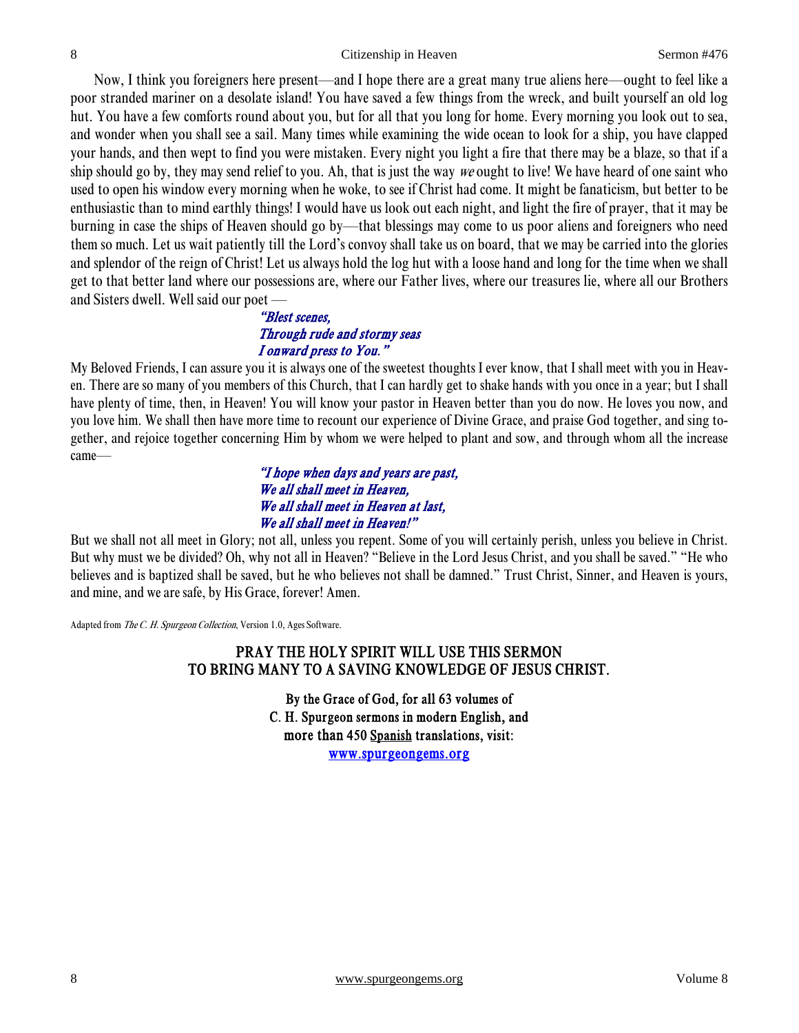Now, I think you foreigners here present—and I hope there are a great many true aliens here—ought to feel like a poor stranded mariner on a desolate island! You have saved a few things from the wreck, and built yourself an old log hut. You have a few comforts round about you, but for all that you long for home. Every morning you look out to sea, and wonder when you shall see a sail. Many times while examining the wide ocean to look for a ship, you have clapped your hands, and then wept to find you were mistaken. Every night you light a fire that there may be a blaze, so that if a ship should go by, they may send relief to you. Ah, that is just the way *we* ought to live! We have heard of one saint who used to open his window every morning when he woke, to see if Christ had come. It might be fanaticism, but better to be enthusiastic than to mind earthly things! I would have us look out each night, and light the fire of prayer, that it may be burning in case the ships of Heaven should go by—that blessings may come to us poor aliens and foreigners who need them so much. Let us wait patiently till the Lord's convoy shall take us on board, that we may be carried into the glories and splendor of the reign of Christ! Let us always hold the log hut with a loose hand and long for the time when we shall get to that better land where our possessions are, where our Father lives, where our treasures lie, where all our Brothers and Sisters dwell. Well said our poet —

> *"Blest scenes,*
> *Through rude and stormy seas*
> *I onward press to You."*

My Beloved Friends, I can assure you it is always one of the sweetest thoughts I ever know, that I shall meet with you in Heaven. There are so many of you members of this Church, that I can hardly get to shake hands with you once in a year; but I shall have plenty of time, then, in Heaven! You will know your pastor in Heaven better than you do now. He loves you now, and you love him. We shall then have more time to recount our experience of Divine Grace, and praise God together, and sing together, and rejoice together concerning Him by whom we were helped to plant and sow, and through whom all the increase came—

> *"I hope when days and years are past,*
> *We all shall meet in Heaven,*
> *We all shall meet in Heaven at last,*
> *We all shall meet in Heaven!"*

But we shall not all meet in Glory; not all, unless you repent. Some of you will certainly perish, unless you believe in Christ. But why must we be divided? Oh, why not all in Heaven? "Believe in the Lord Jesus Christ, and you shall be saved." "He who believes and is baptized shall be saved, but he who believes not shall be damned." Trust Christ, Sinner, and Heaven is yours, and mine, and we are safe, by His Grace, forever! Amen.

Adapted from *The C. H. Spurgeon Collection*, Version 1.0, Ages Software.

**PRAY THE HOLY SPIRIT WILL USE THIS SERMON TO BRING MANY TO A SAVING KNOWLEDGE OF JESUS CHRIST.**

**By the Grace of God, for all 63 volumes of C. H. Spurgeon sermons in modern English, and more than 450 Spanish translations, visit: www.spurgeongems.org**